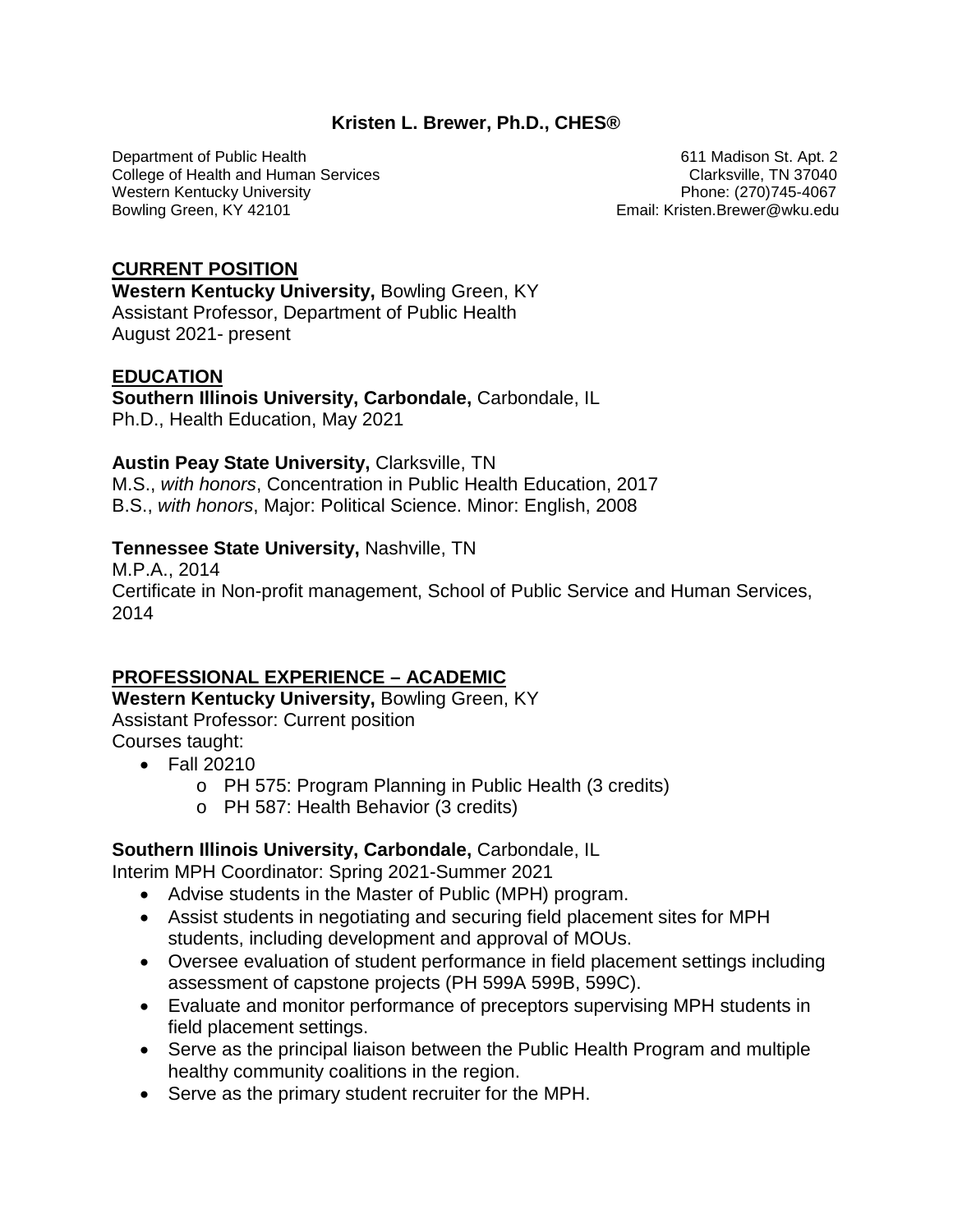# Kristen L. Brewer, Ph.D., CHES®

Department of Public Health
College of Health and Human Services
Western Kentucky University
Bowling Green, KY 42101

611 Madison St. Apt. 2
Clarksville, TN 37040
Phone: (270)745-4067
Email: Kristen.Brewer@wku.edu

## CURRENT POSITION

**Western Kentucky University,** Bowling Green, KY
Assistant Professor, Department of Public Health
August 2021- present

## EDUCATION

**Southern Illinois University, Carbondale,** Carbondale, IL
Ph.D., Health Education, May 2021

**Austin Peay State University,** Clarksville, TN
M.S., *with honors*, Concentration in Public Health Education, 2017
B.S., *with honors*, Major: Political Science. Minor: English, 2008

**Tennessee State University,** Nashville, TN
M.P.A., 2014
Certificate in Non-profit management, School of Public Service and Human Services, 2014

## PROFESSIONAL EXPERIENCE – ACADEMIC

**Western Kentucky University,** Bowling Green, KY
Assistant Professor: Current position
Courses taught:

- Fall 20210
  - PH 575: Program Planning in Public Health (3 credits)
  - PH 587: Health Behavior (3 credits)

**Southern Illinois University, Carbondale,** Carbondale, IL
Interim MPH Coordinator: Spring 2021-Summer 2021

- Advise students in the Master of Public (MPH) program.
- Assist students in negotiating and securing field placement sites for MPH students, including development and approval of MOUs.
- Oversee evaluation of student performance in field placement settings including assessment of capstone projects (PH 599A 599B, 599C).
- Evaluate and monitor performance of preceptors supervising MPH students in field placement settings.
- Serve as the principal liaison between the Public Health Program and multiple healthy community coalitions in the region.
- Serve as the primary student recruiter for the MPH.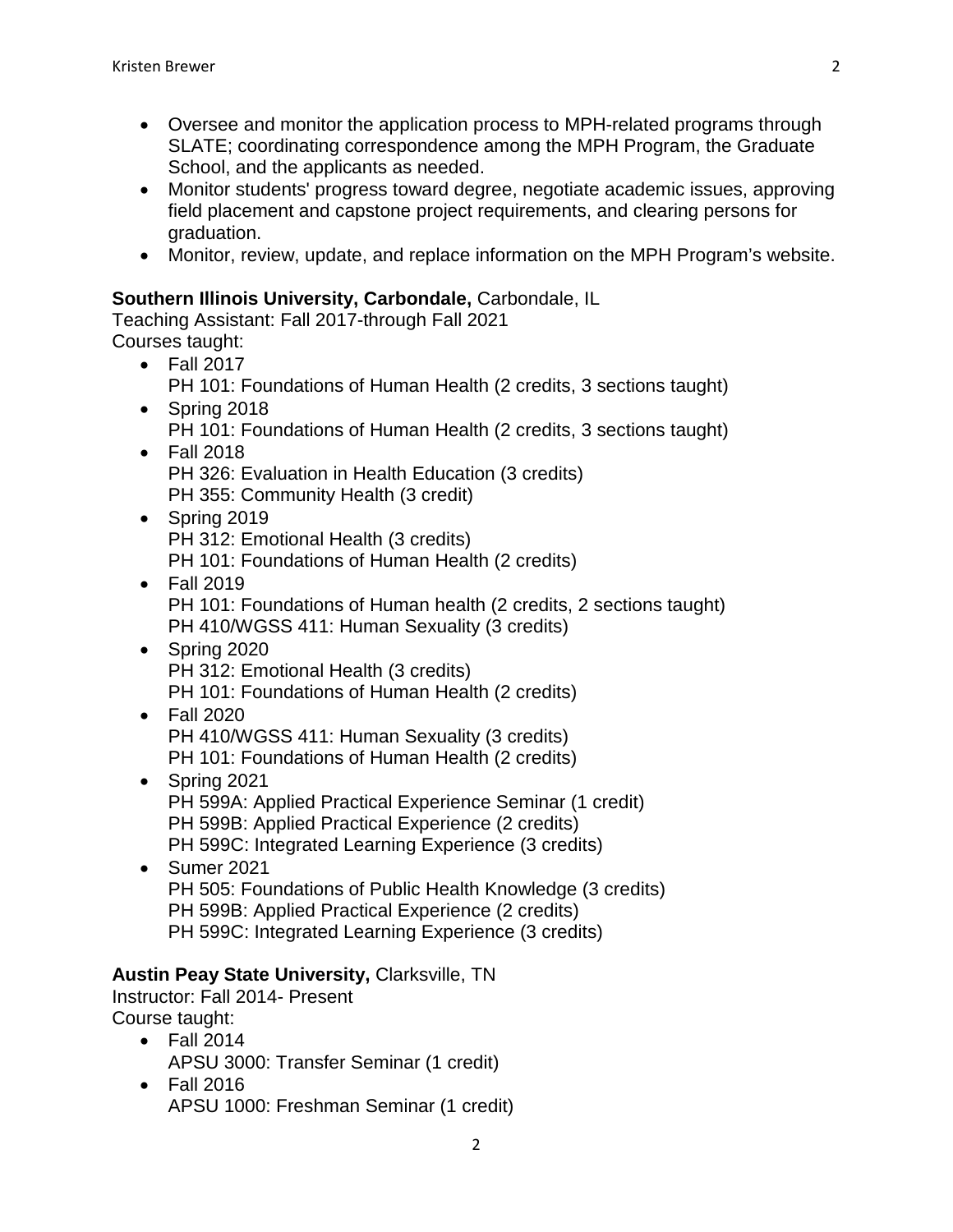- Oversee and monitor the application process to MPH-related programs through SLATE; coordinating correspondence among the MPH Program, the Graduate School, and the applicants as needed.
- Monitor students' progress toward degree, negotiate academic issues, approving field placement and capstone project requirements, and clearing persons for graduation.
- Monitor, review, update, and replace information on the MPH Program's website.

**Southern Illinois University, Carbondale,** Carbondale, IL
Teaching Assistant: Fall 2017-through Fall 2021
Courses taught:

- Fall 2017
  PH 101: Foundations of Human Health (2 credits, 3 sections taught)
- Spring 2018
  PH 101: Foundations of Human Health (2 credits, 3 sections taught)
- Fall 2018
  PH 326: Evaluation in Health Education (3 credits)
  PH 355: Community Health (3 credit)
- Spring 2019
  PH 312: Emotional Health (3 credits)
  PH 101: Foundations of Human Health (2 credits)
- Fall 2019
  PH 101: Foundations of Human health (2 credits, 2 sections taught)
  PH 410/WGSS 411: Human Sexuality (3 credits)
- Spring 2020
  PH 312: Emotional Health (3 credits)
  PH 101: Foundations of Human Health (2 credits)
- Fall 2020
  PH 410/WGSS 411: Human Sexuality (3 credits)
  PH 101: Foundations of Human Health (2 credits)
- Spring 2021
  PH 599A: Applied Practical Experience Seminar (1 credit)
  PH 599B: Applied Practical Experience (2 credits)
  PH 599C: Integrated Learning Experience (3 credits)
- Sumer 2021
  PH 505: Foundations of Public Health Knowledge (3 credits)
  PH 599B: Applied Practical Experience (2 credits)
  PH 599C: Integrated Learning Experience (3 credits)

**Austin Peay State University,** Clarksville, TN
Instructor: Fall 2014- Present
Course taught:

- Fall 2014
  APSU 3000: Transfer Seminar (1 credit)
- Fall 2016
  APSU 1000: Freshman Seminar (1 credit)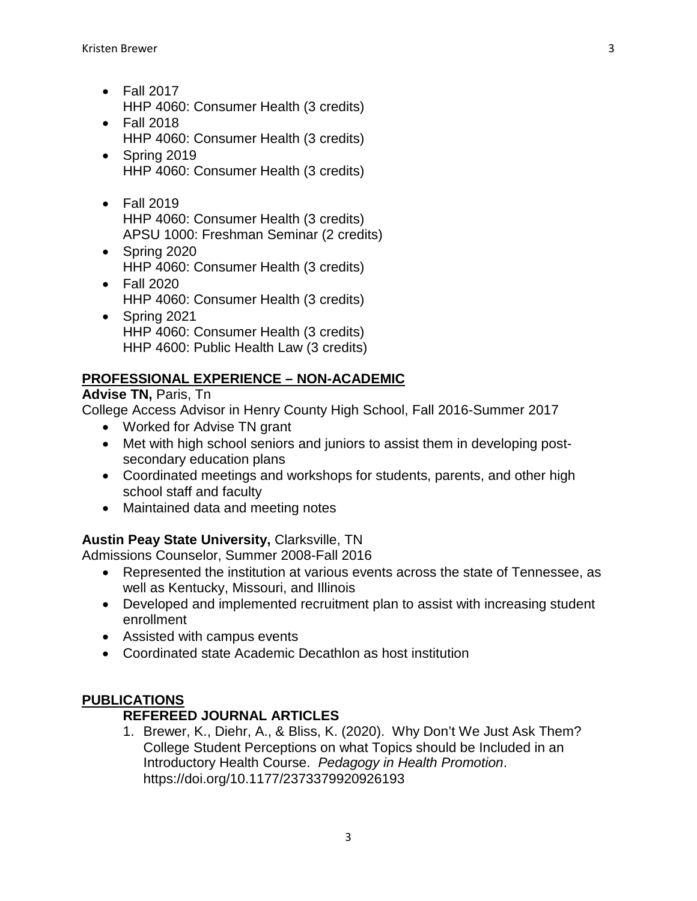- Fall 2017
  HHP 4060: Consumer Health (3 credits)
- Fall 2018
  HHP 4060: Consumer Health (3 credits)
- Spring 2019
  HHP 4060: Consumer Health (3 credits)
- Fall 2019
  HHP 4060: Consumer Health (3 credits)
  APSU 1000: Freshman Seminar (2 credits)
- Spring 2020
  HHP 4060: Consumer Health (3 credits)
- Fall 2020
  HHP 4060: Consumer Health (3 credits)
- Spring 2021
  HHP 4060: Consumer Health (3 credits)
  HHP 4600: Public Health Law (3 credits)

## PROFESSIONAL EXPERIENCE – NON-ACADEMIC

**Advise TN,** Paris, Tn
College Access Advisor in Henry County High School, Fall 2016-Summer 2017

- Worked for Advise TN grant
- Met with high school seniors and juniors to assist them in developing post-secondary education plans
- Coordinated meetings and workshops for students, parents, and other high school staff and faculty
- Maintained data and meeting notes

**Austin Peay State University,** Clarksville, TN
Admissions Counselor, Summer 2008-Fall 2016

- Represented the institution at various events across the state of Tennessee, as well as Kentucky, Missouri, and Illinois
- Developed and implemented recruitment plan to assist with increasing student enrollment
- Assisted with campus events
- Coordinated state Academic Decathlon as host institution

## PUBLICATIONS

### REFEREED JOURNAL ARTICLES

1. Brewer, K., Diehr, A., & Bliss, K. (2020). Why Don't We Just Ask Them? College Student Perceptions on what Topics should be Included in an Introductory Health Course. *Pedagogy in Health Promotion*. https://doi.org/10.1177/2373379920926193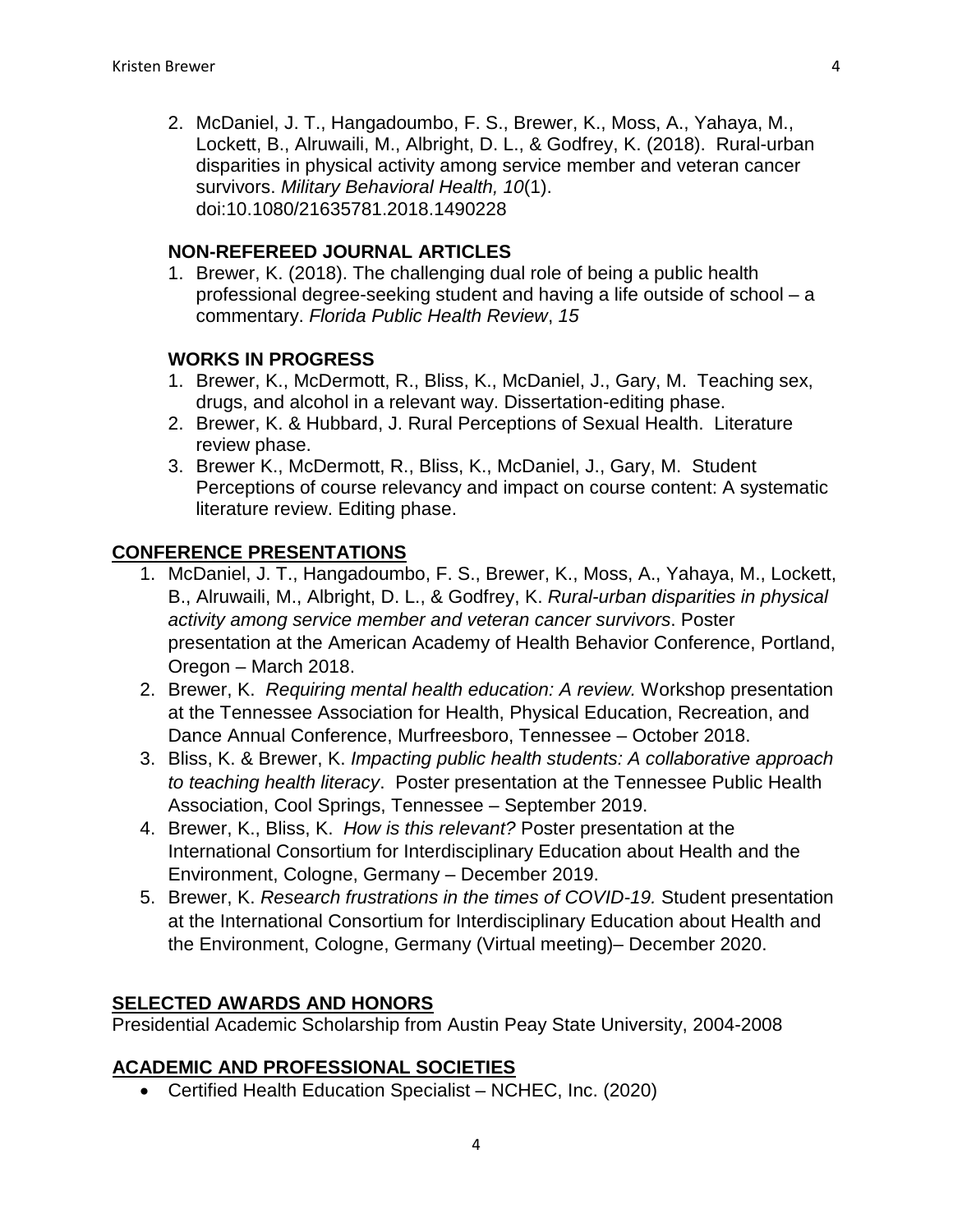2. McDaniel, J. T., Hangadoumbo, F. S., Brewer, K., Moss, A., Yahaya, M., Lockett, B., Alruwaili, M., Albright, D. L., & Godfrey, K. (2018). Rural-urban disparities in physical activity among service member and veteran cancer survivors. *Military Behavioral Health, 10*(1). doi:10.1080/21635781.2018.1490228

### NON-REFEREED JOURNAL ARTICLES

1. Brewer, K. (2018). The challenging dual role of being a public health professional degree-seeking student and having a life outside of school – a commentary. *Florida Public Health Review*, *15*

### WORKS IN PROGRESS

1. Brewer, K., McDermott, R., Bliss, K., McDaniel, J., Gary, M. Teaching sex, drugs, and alcohol in a relevant way. Dissertation-editing phase.
2. Brewer, K. & Hubbard, J. Rural Perceptions of Sexual Health. Literature review phase.
3. Brewer K., McDermott, R., Bliss, K., McDaniel, J., Gary, M. Student Perceptions of course relevancy and impact on course content: A systematic literature review. Editing phase.

## CONFERENCE PRESENTATIONS

1. McDaniel, J. T., Hangadoumbo, F. S., Brewer, K., Moss, A., Yahaya, M., Lockett, B., Alruwaili, M., Albright, D. L., & Godfrey, K. *Rural-urban disparities in physical activity among service member and veteran cancer survivors*. Poster presentation at the American Academy of Health Behavior Conference, Portland, Oregon – March 2018.
2. Brewer, K. *Requiring mental health education: A review.* Workshop presentation at the Tennessee Association for Health, Physical Education, Recreation, and Dance Annual Conference, Murfreesboro, Tennessee – October 2018.
3. Bliss, K. & Brewer, K. *Impacting public health students: A collaborative approach to teaching health literacy*. Poster presentation at the Tennessee Public Health Association, Cool Springs, Tennessee – September 2019.
4. Brewer, K., Bliss, K. *How is this relevant?* Poster presentation at the International Consortium for Interdisciplinary Education about Health and the Environment, Cologne, Germany – December 2019.
5. Brewer, K. *Research frustrations in the times of COVID-19.* Student presentation at the International Consortium for Interdisciplinary Education about Health and the Environment, Cologne, Germany (Virtual meeting)– December 2020.

## SELECTED AWARDS AND HONORS

Presidential Academic Scholarship from Austin Peay State University, 2004-2008

## ACADEMIC AND PROFESSIONAL SOCIETIES

- Certified Health Education Specialist – NCHEC, Inc. (2020)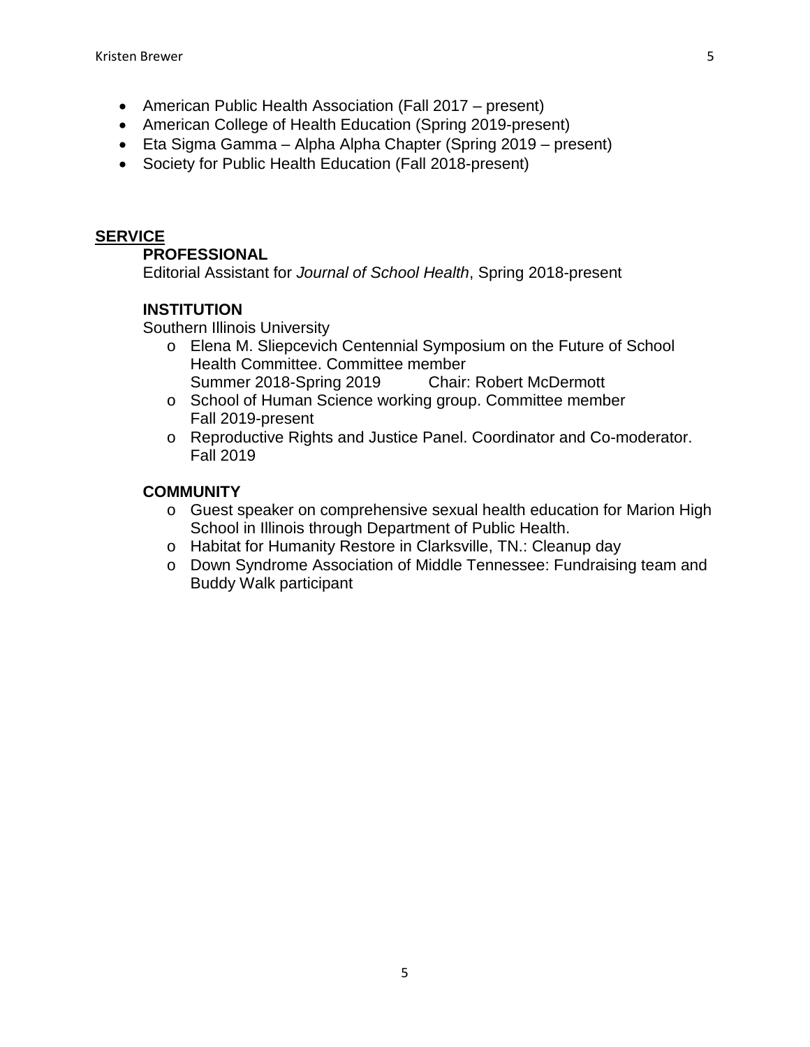- American Public Health Association (Fall 2017 – present)
- American College of Health Education (Spring 2019-present)
- Eta Sigma Gamma – Alpha Alpha Chapter (Spring 2019 – present)
- Society for Public Health Education (Fall 2018-present)

## SERVICE

### PROFESSIONAL

Editorial Assistant for *Journal of School Health*, Spring 2018-present

### INSTITUTION

Southern Illinois University

- Elena M. Sliepcevich Centennial Symposium on the Future of School Health Committee. Committee member
  Summer 2018-Spring 2019 Chair: Robert McDermott
- School of Human Science working group. Committee member
  Fall 2019-present
- Reproductive Rights and Justice Panel. Coordinator and Co-moderator.
  Fall 2019

### COMMUNITY

- Guest speaker on comprehensive sexual health education for Marion High School in Illinois through Department of Public Health.
- Habitat for Humanity Restore in Clarksville, TN.: Cleanup day
- Down Syndrome Association of Middle Tennessee: Fundraising team and Buddy Walk participant